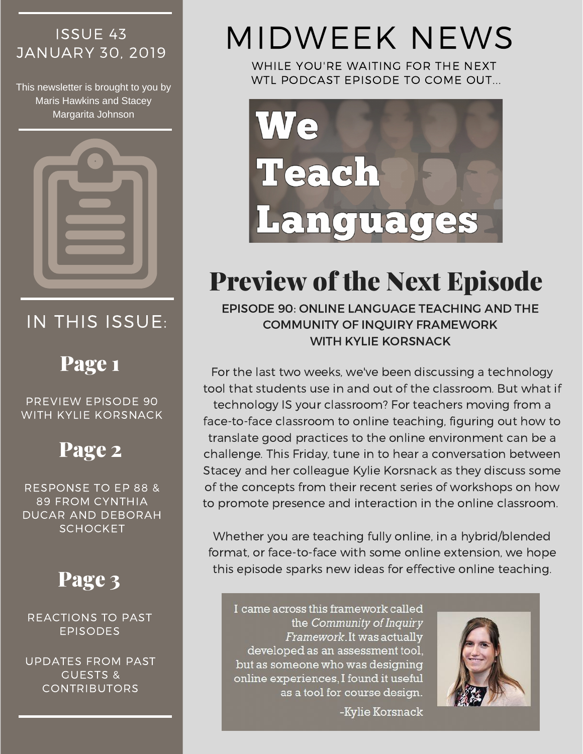ISSUE 43
JANUARY 30, 2019

This newsletter is brought to you by Maris Hawkins and Stacey Margarita Johnson

IN THIS ISSUE:

**Page 1**

PREVIEW EPISODE 90 WITH KYLIE KORSNACK

**Page 2**

RESPONSE TO EP 88 & 89 FROM CYNTHIA DUCAR AND DEBORAH SCHOCKET

**Page 3**

REACTIONS TO PAST EPISODES

UPDATES FROM PAST GUESTS & CONTRIBUTORS

# MIDWEEK NEWS

WHILE YOU'RE WAITING FOR THE NEXT WTL PODCAST EPISODE TO COME OUT...

We Teach Languages

## Preview of the Next Episode

### EPISODE 90: ONLINE LANGUAGE TEACHING AND THE COMMUNITY OF INQUIRY FRAMEWORK WITH KYLIE KORSNACK

For the last two weeks, we've been discussing a technology tool that students use in and out of the classroom. But what if technology IS your classroom? For teachers moving from a face-to-face classroom to online teaching, figuring out how to translate good practices to the online environment can be a challenge. This Friday, tune in to hear a conversation between Stacey and her colleague Kylie Korsnack as they discuss some of the concepts from their recent series of workshops on how to promote presence and interaction in the online classroom.

Whether you are teaching fully online, in a hybrid/blended format, or face-to-face with some online extension, we hope this episode sparks new ideas for effective online teaching.

> I came across this framework called the *Community of Inquiry Framework*. It was actually developed as an assessment tool, but as someone who was designing online experiences, I found it useful as a tool for course design.
>
> -Kylie Korsnack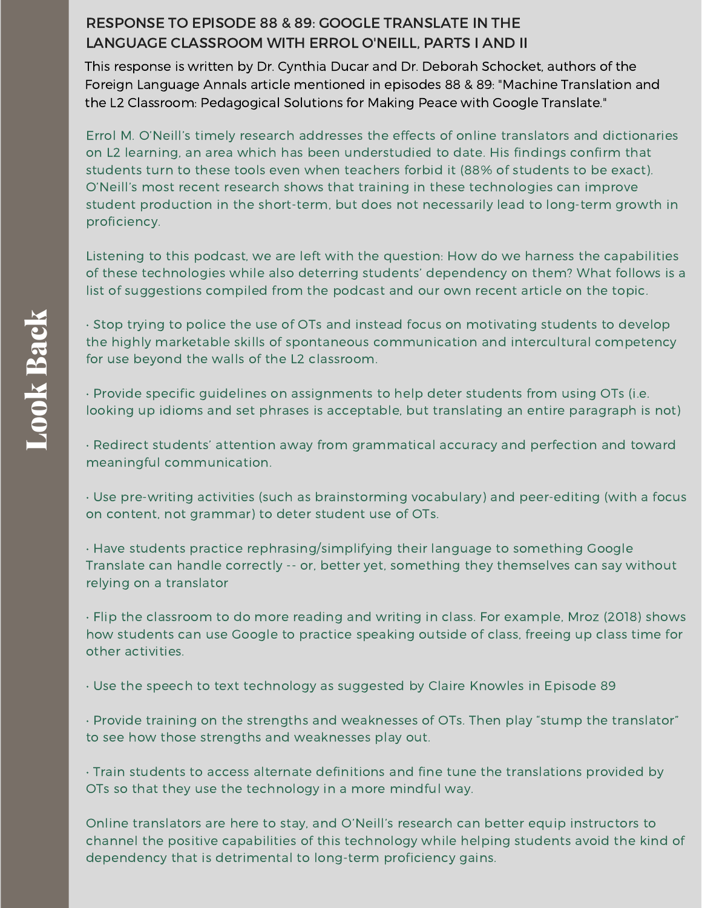## RESPONSE TO EPISODE 88 & 89: GOOGLE TRANSLATE IN THE LANGUAGE CLASSROOM WITH ERROL O'NEILL, PARTS I AND II

This response is written by Dr. Cynthia Ducar and Dr. Deborah Schocket, authors of the Foreign Language Annals article mentioned in episodes 88 & 89: "Machine Translation and the L2 Classroom: Pedagogical Solutions for Making Peace with Google Translate."

Errol M. O'Neill's timely research addresses the effects of online translators and dictionaries on L2 learning, an area which has been understudied to date. His findings confirm that students turn to these tools even when teachers forbid it (88% of students to be exact). O'Neill's most recent research shows that training in these technologies can improve student production in the short-term, but does not necessarily lead to long-term growth in proficiency.

Listening to this podcast, we are left with the question: How do we harness the capabilities of these technologies while also deterring students' dependency on them? What follows is a list of suggestions compiled from the podcast and our own recent article on the topic.

- Stop trying to police the use of OTs and instead focus on motivating students to develop the highly marketable skills of spontaneous communication and intercultural competency for use beyond the walls of the L2 classroom.

- Provide specific guidelines on assignments to help deter students from using OTs (i.e. looking up idioms and set phrases is acceptable, but translating an entire paragraph is not)

- Redirect students' attention away from grammatical accuracy and perfection and toward meaningful communication.

- Use pre-writing activities (such as brainstorming vocabulary) and peer-editing (with a focus on content, not grammar) to deter student use of OTs.

- Have students practice rephrasing/simplifying their language to something Google Translate can handle correctly -- or, better yet, something they themselves can say without relying on a translator

- Flip the classroom to do more reading and writing in class. For example, Mroz (2018) shows how students can use Google to practice speaking outside of class, freeing up class time for other activities.

- Use the speech to text technology as suggested by Claire Knowles in Episode 89

- Provide training on the strengths and weaknesses of OTs. Then play "stump the translator" to see how those strengths and weaknesses play out.

- Train students to access alternate definitions and fine tune the translations provided by OTs so that they use the technology in a more mindful way.

Online translators are here to stay, and O'Neill's research can better equip instructors to channel the positive capabilities of this technology while helping students avoid the kind of dependency that is detrimental to long-term proficiency gains.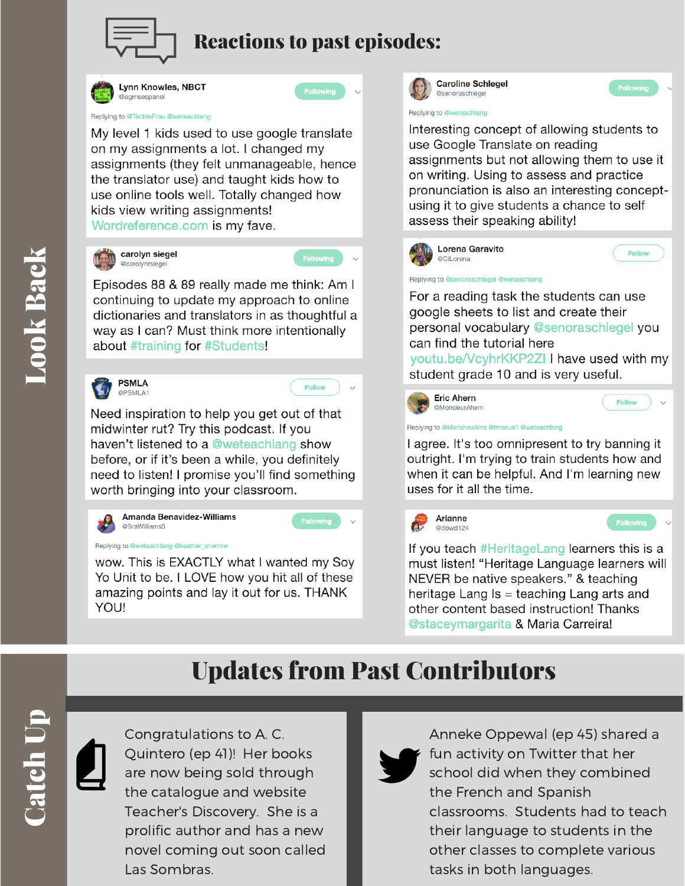# Look Back

## Reactions to past episodes:

**Lynn Knowles, NBCT** @ogmsespanol
Replying to @TechieFrau @weteachlang

My level 1 kids used to use google translate on my assignments a lot. I changed my assignments (they felt unmanageable, hence the translator use) and taught kids how to use online tools well. Totally changed how kids view writing assignments! Wordreference.com is my fave.

**carolyn siegel** @carolynrsiegel

Episodes 88 & 89 really made me think: Am I continuing to update my approach to online dictionaries and translators in as thoughtful a way as I can? Must think more intentionally about #training for #Students!

**PSMLA** @PSMLA1

Need inspiration to help you get out of that midwinter rut? Try this podcast. If you haven't listened to a @weteachlang show before, or if it's been a while, you definitely need to listen! I promise you'll find something worth bringing into your classroom.

**Amanda Benavidez-Williams** @SraWilliams3
Replying to @weteachlang @heather_sherrow

wow. This is EXACTLY what I wanted my Soy Yo Unit to be. I LOVE how you hit all of these amazing points and lay it out for us. THANK YOU!

**Caroline Schlegel** @senoraschlegel
Replying to @weteachlang

Interesting concept of allowing students to use Google Translate on reading assignments but not allowing them to use it on writing. Using to assess and practice pronunciation is also an interesting concept- using it to give students a chance to self assess their speaking ability!

**Lorena Garavito** @CiLorena
Replying to @senoraschlegel @weteachlang

For a reading task the students can use google sheets to list and create their personal vocabulary @senoraschlegel you can find the tutorial here youtu.be/VcyhrKKP2ZI I have used with my student grade 10 and is very useful.

**Eric Ahern** @MonsieurAhern
Replying to @Marishawkins @tmsaue1 @weteachlang

I agree. It's too omnipresent to try banning it outright. I'm trying to train students how and when it can be helpful. And I'm learning new uses for it all the time.

**Arianne** @dowd124

If you teach #HeritageLang learners this is a must listen! "Heritage Language learners will NEVER be native speakers." & teaching heritage Lang Is = teaching Lang arts and other content based instruction! Thanks @staceymargarita & Maria Carreira!

# Catch Up

## Updates from Past Contributors

Congratulations to A. C. Quintero (ep 41)! Her books are now being sold through the catalogue and website Teacher's Discovery. She is a prolific author and has a new novel coming out soon called Las Sombras.

Anneke Oppewal (ep 45) shared a fun activity on Twitter that her school did when they combined the French and Spanish classrooms. Students had to teach their language to students in the other classes to complete various tasks in both languages.